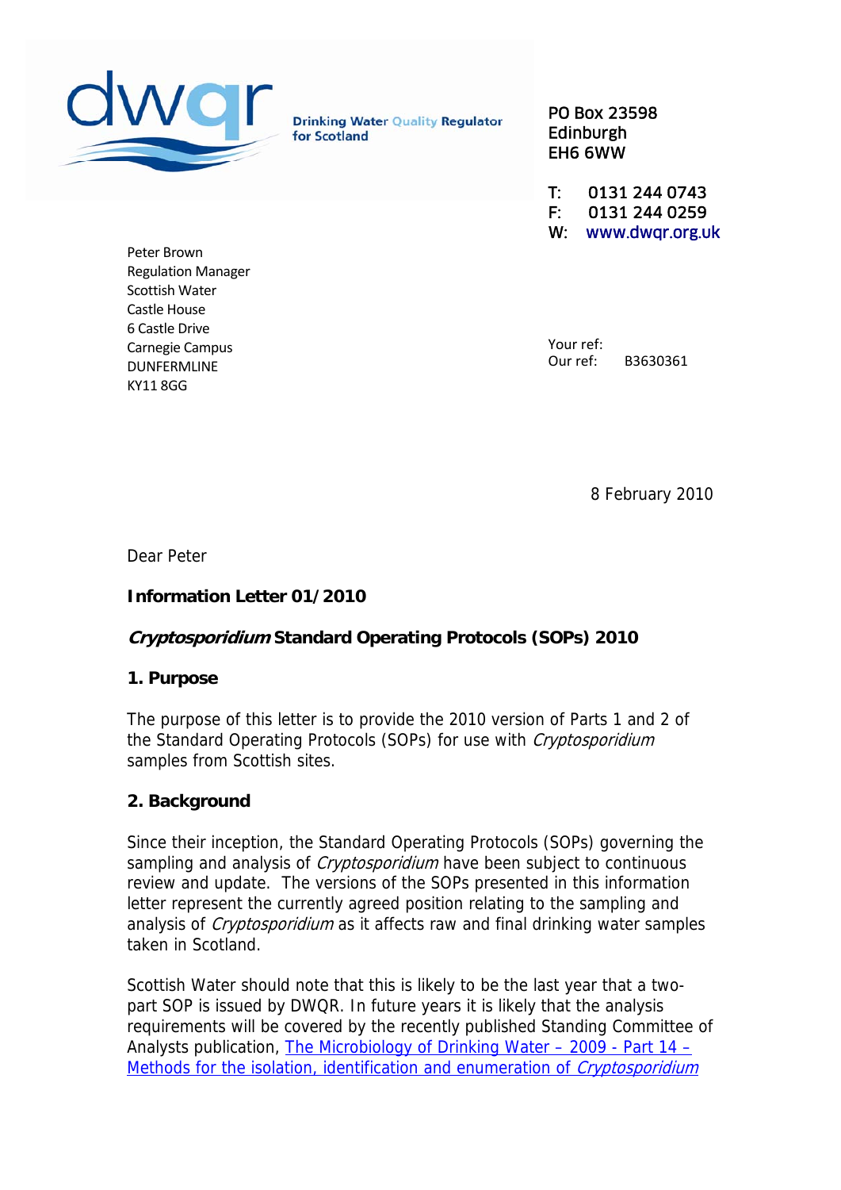Drinking Water Quality Regulator for Scotland

PO Box 23598
Edinburgh
EH6 6WW

T: 0131 244 0743
F: 0131 244 0259
W: www.dwqr.org.uk

Peter Brown
Regulation Manager
Scottish Water
Castle House
6 Castle Drive
Carnegie Campus
DUNFERMLINE
KY11 8GG

Your ref:
Our ref: B3630361

8 February 2010

Dear Peter

**Information Letter 01/2010**

***Cryptosporidium* Standard Operating Protocols (SOPs) 2010**

## 1. Purpose

The purpose of this letter is to provide the 2010 version of Parts 1 and 2 of the Standard Operating Protocols (SOPs) for use with *Cryptosporidium* samples from Scottish sites.

## 2. Background

Since their inception, the Standard Operating Protocols (SOPs) governing the sampling and analysis of *Cryptosporidium* have been subject to continuous review and update. The versions of the SOPs presented in this information letter represent the currently agreed position relating to the sampling and analysis of *Cryptosporidium* as it affects raw and final drinking water samples taken in Scotland.

Scottish Water should note that this is likely to be the last year that a two-part SOP is issued by DWQR. In future years it is likely that the analysis requirements will be covered by the recently published Standing Committee of Analysts publication, The Microbiology of Drinking Water – 2009 - Part 14 – Methods for the isolation, identification and enumeration of *Cryptosporidium*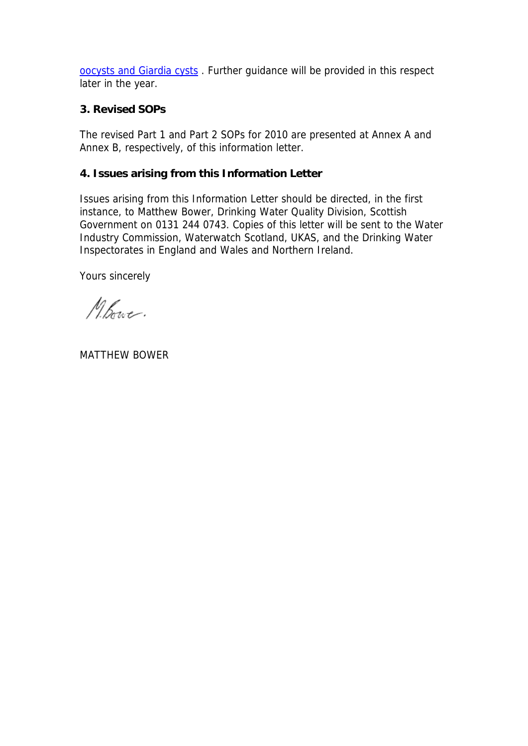[oocysts and Giardia cysts](#) . Further guidance will be provided in this respect later in the year.

**3. Revised SOPs**

The revised Part 1 and Part 2 SOPs for 2010 are presented at Annex A and Annex B, respectively, of this information letter.

**4. Issues arising from this Information Letter**

Issues arising from this Information Letter should be directed, in the first instance, to Matthew Bower, Drinking Water Quality Division, Scottish Government on 0131 244 0743. Copies of this letter will be sent to the Water Industry Commission, Waterwatch Scotland, UKAS, and the Drinking Water Inspectorates in England and Wales and Northern Ireland.

Yours sincerely

MATTHEW BOWER